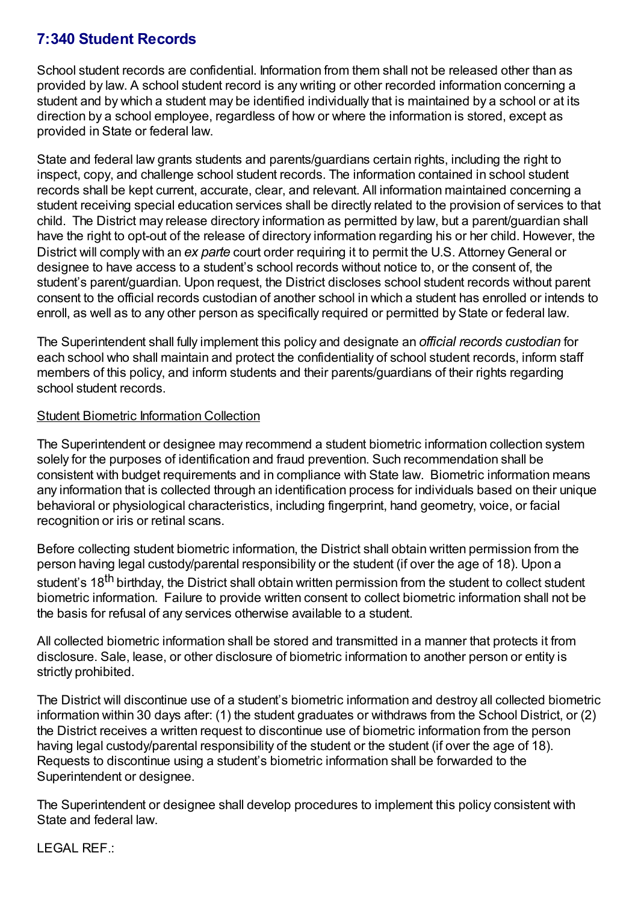# 7:340 Student Records

School student records are confidential. Information from them shall not be released other than as provided by law. A school student record is any writing or other recorded information concerning a student and by which a student may be identified individually that is maintained by a school or at its direction by a school employee, regardless of how or where the information is stored, except as provided in State or federal law.

State and federal law grants students and parents/guardians certain rights, including the right to inspect, copy, and challenge school student records. The information contained in school student records shall be kept current, accurate, clear, and relevant. All information maintained concerning a student receiving special education services shall be directly related to the provision of services to that child. The District may release directory information as permitted by law, but a parent/guardian shall have the right to opt-out of the release of directory information regarding his or her child. However, the District will comply with an *ex parte* court order requiring it to permit the U.S. Attorney General or designee to have access to a student's school records without notice to, or the consent of, the student's parent/guardian. Upon request, the District discloses school student records without parent consent to the official records custodian of another school in which a student has enrolled or intends to enroll, as well as to any other person as specifically required or permitted by State or federal law.

The Superintendent shall fully implement this policy and designate an *official records custodian* for each school who shall maintain and protect the confidentiality of school student records, inform staff members of this policy, and inform students and their parents/guardians of their rights regarding school student records.

<u>Student Biometric Information Collection</u>

The Superintendent or designee may recommend a student biometric information collection system solely for the purposes of identification and fraud prevention. Such recommendation shall be consistent with budget requirements and in compliance with State law. Biometric information means any information that is collected through an identification process for individuals based on their unique behavioral or physiological characteristics, including fingerprint, hand geometry, voice, or facial recognition or iris or retinal scans.

Before collecting student biometric information, the District shall obtain written permission from the person having legal custody/parental responsibility or the student (if over the age of 18). Upon a student's 18th birthday, the District shall obtain written permission from the student to collect student biometric information. Failure to provide written consent to collect biometric information shall not be the basis for refusal of any services otherwise available to a student.

All collected biometric information shall be stored and transmitted in a manner that protects it from disclosure. Sale, lease, or other disclosure of biometric information to another person or entity is strictly prohibited.

The District will discontinue use of a student's biometric information and destroy all collected biometric information within 30 days after: (1) the student graduates or withdraws from the School District, or (2) the District receives a written request to discontinue use of biometric information from the person having legal custody/parental responsibility of the student or the student (if over the age of 18). Requests to discontinue using a student's biometric information shall be forwarded to the Superintendent or designee.

The Superintendent or designee shall develop procedures to implement this policy consistent with State and federal law.

LEGAL REF.: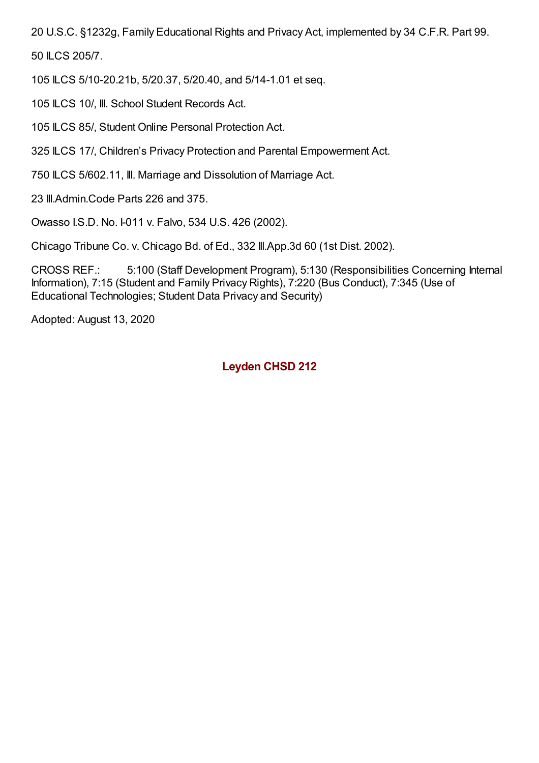20 U.S.C. §1232g, Family Educational Rights and Privacy Act, implemented by 34 C.F.R. Part 99.

50 ILCS 205/7.

105 ILCS 5/10-20.21b, 5/20.37, 5/20.40, and 5/14-1.01 et seq.

105 ILCS 10/, Ill. School Student Records Act.

105 ILCS 85/, Student Online Personal Protection Act.

325 ILCS 17/, Children's Privacy Protection and Parental Empowerment Act.

750 ILCS 5/602.11, Ill. Marriage and Dissolution of Marriage Act.

23 Ill.Admin.Code Parts 226 and 375.

Owasso I.S.D. No. I-011 v. Falvo, 534 U.S. 426 (2002).

Chicago Tribune Co. v. Chicago Bd. of Ed., 332 Ill.App.3d 60 (1st Dist. 2002).

CROSS REF.: 5:100 (Staff Development Program), 5:130 (Responsibilities Concerning Internal Information), 7:15 (Student and Family Privacy Rights), 7:220 (Bus Conduct), 7:345 (Use of Educational Technologies; Student Data Privacy and Security)

Adopted: August 13, 2020

**Leyden CHSD 212**